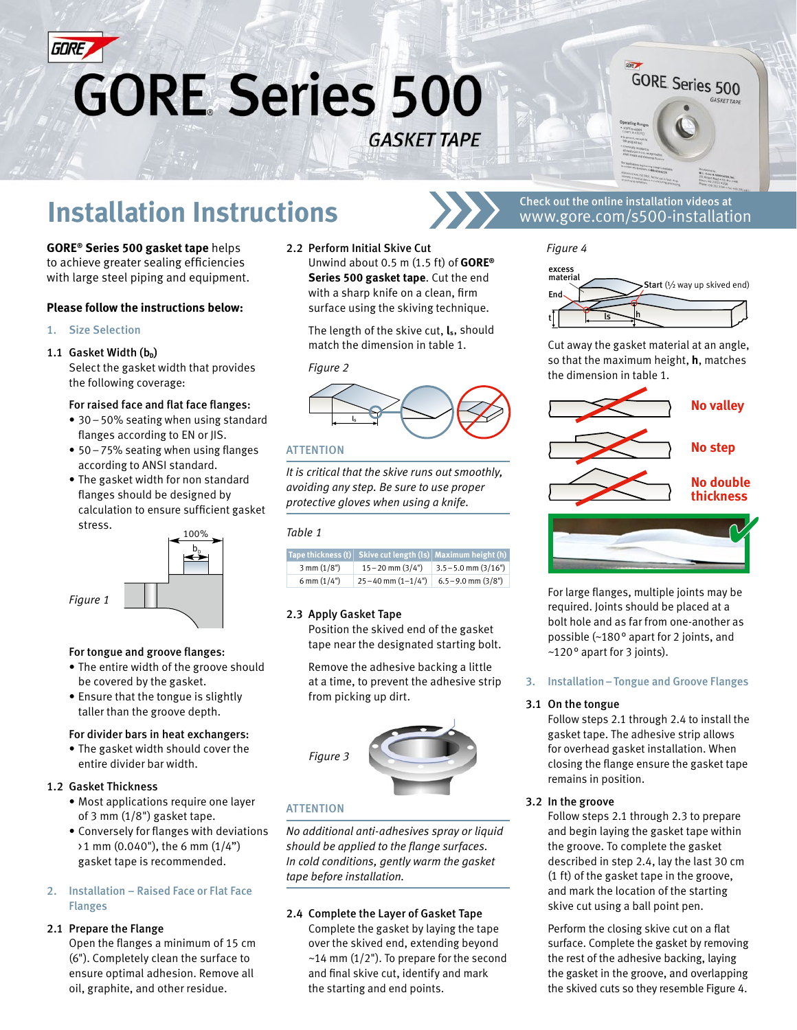# GORE® Series 500

*GASKET TAPE*

## Installation Instructions

Check out the online installation videos at www.gore.com/s500-installation

**GORE® Series 500 gasket tape** helps to achieve greater sealing efficiencies with large steel piping and equipment.

**Please follow the instructions below:**

### 1. Size Selection

#### 1.1 Gasket Width ($b_D$)

Select the gasket width that provides the following coverage:

**For raised face and flat face flanges:**

- 30 – 50% seating when using standard flanges according to EN or JIS.
- 50 – 75% seating when using flanges according to ANSI standard.
- The gasket width for non standard flanges should be designed by calculation to ensure sufficient gasket stress.

100%

$b_D$

*Figure 1*

**For tongue and groove flanges:**

- The entire width of the groove should be covered by the gasket.
- Ensure that the tongue is slightly taller than the groove depth.

**For divider bars in heat exchangers:**

- The gasket width should cover the entire divider bar width.

#### 1.2 Gasket Thickness

- Most applications require one layer of 3 mm (1/8") gasket tape.
- Conversely for flanges with deviations ›1 mm (0.040"), the 6 mm (1/4") gasket tape is recommended.

### 2. Installation – Raised Face or Flat Face Flanges

#### 2.1 Prepare the Flange

Open the flanges a minimum of 15 cm (6"). Completely clean the surface to ensure optimal adhesion. Remove all oil, graphite, and other residue.

#### 2.2 Perform Initial Skive Cut

Unwind about 0.5 m (1.5 ft) of **GORE® Series 500 gasket tape**. Cut the end with a sharp knife on a clean, firm surface using the skiving technique.

The length of the skive cut, $l_s$, should match the dimension in table 1.

*Figure 2*

$l_s$

**ATTENTION**

*It is critical that the skive runs out smoothly, avoiding any step. Be sure to use proper protective gloves when using a knife.*

*Table 1*

| Tape thickness (t) | Skive cut length (ls) | Maximum height (h) |
|---|---|---|
| 3 mm (1/8") | 15 – 20 mm (3/4") | 3.5 – 5.0 mm (3/16") |
| 6 mm (1/4") | 25 – 40 mm (1–1/4") | 6.5 – 9.0 mm (3/8") |

#### 2.3 Apply Gasket Tape

Position the skived end of the gasket tape near the designated starting bolt.

Remove the adhesive backing a little at a time, to prevent the adhesive strip from picking up dirt.

*Figure 3*

**ATTENTION**

*No additional anti-adhesives spray or liquid should be applied to the flange surfaces. In cold conditions, gently warm the gasket tape before installation.*

#### 2.4 Complete the Layer of Gasket Tape

Complete the gasket by laying the tape over the skived end, extending beyond ~14 mm (1/2"). To prepare for the second and final skive cut, identify and mark the starting and end points.

*Figure 4*

excess material

Start (½ way up skived end)

End

t  $l_s$  h

Cut away the gasket material at an angle, so that the maximum height, **h**, matches the dimension in table 1.

**No valley**

**No step**

**No double thickness**

For large flanges, multiple joints may be required. Joints should be placed at a bolt hole and as far from one-another as possible (~180° apart for 2 joints, and ~120° apart for 3 joints).

### 3. Installation – Tongue and Groove Flanges

#### 3.1 On the tongue

Follow steps 2.1 through 2.4 to install the gasket tape. The adhesive strip allows for overhead gasket installation. When closing the flange ensure the gasket tape remains in position.

#### 3.2 In the groove

Follow steps 2.1 through 2.3 to prepare and begin laying the gasket tape within the groove. To complete the gasket described in step 2.4, lay the last 30 cm (1 ft) of the gasket tape in the groove, and mark the location of the starting skive cut using a ball point pen.

Perform the closing skive cut on a flat surface. Complete the gasket by removing the rest of the adhesive backing, laying the gasket in the groove, and overlapping the skived cuts so they resemble Figure 4.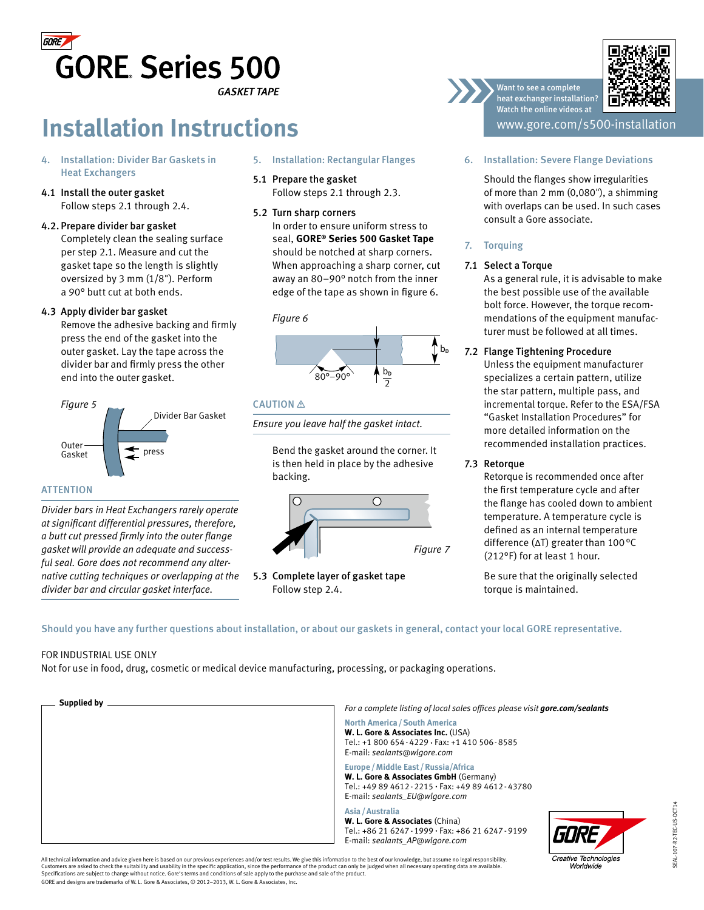# GORE Series 500

*GASKET TAPE*

## Installation Instructions

Want to see a complete heat exchanger installation? Watch the online videos at

www.gore.com/s500-installation

### 4. Installation: Divider Bar Gaskets in Heat Exchangers

**4.1 Install the outer gasket**

Follow steps 2.1 through 2.4.

**4.2. Prepare divider bar gasket**

Completely clean the sealing surface per step 2.1. Measure and cut the gasket tape so the length is slightly oversized by 3 mm (1/8"). Perform a 90° butt cut at both ends.

**4.3 Apply divider bar gasket**

Remove the adhesive backing and firmly press the end of the gasket into the outer gasket. Lay the tape across the divider bar and firmly press the other end into the outer gasket.

*Figure 5*

Divider Bar Gasket

Outer Gasket

press

**ATTENTION**

*Divider bars in Heat Exchangers rarely operate at significant differential pressures, therefore, a butt cut pressed firmly into the outer flange gasket will provide an adequate and successful seal. Gore does not recommend any alternative cutting techniques or overlapping at the divider bar and circular gasket interface.*

### 5. Installation: Rectangular Flanges

**5.1 Prepare the gasket**

Follow steps 2.1 through 2.3.

**5.2 Turn sharp corners**

In order to ensure uniform stress to seal, **GORE® Series 500 Gasket Tape** should be notched at sharp corners. When approaching a sharp corner, cut away an 80–90° notch from the inner edge of the tape as shown in figure 6.

*Figure 6*

$b_D$

80°–90°

$\frac{b_D}{2}$

**CAUTION ⚠**

*Ensure you leave half the gasket intact.*

Bend the gasket around the corner. It is then held in place by the adhesive backing.

*Figure 7*

**5.3 Complete layer of gasket tape**

Follow step 2.4.

### 6. Installation: Severe Flange Deviations

Should the flanges show irregularities of more than 2 mm (0,080"), a shimming with overlaps can be used. In such cases consult a Gore associate.

### 7. Torquing

**7.1 Select a Torque**

As a general rule, it is advisable to make the best possible use of the available bolt force. However, the torque recommendations of the equipment manufacturer must be followed at all times.

**7.2 Flange Tightening Procedure**

Unless the equipment manufacturer specializes a certain pattern, utilize the star pattern, multiple pass, and incremental torque. Refer to the ESA/FSA "Gasket Installation Procedures" for more detailed information on the recommended installation practices.

**7.3 Retorque**

Retorque is recommended once after the first temperature cycle and after the flange has cooled down to ambient temperature. A temperature cycle is defined as an internal temperature difference (ΔT) greater than 100 °C (212°F) for at least 1 hour.

Be sure that the originally selected torque is maintained.

Should you have any further questions about installation, or about our gaskets in general, contact your local GORE representative.

FOR INDUSTRIAL USE ONLY
Not for use in food, drug, cosmetic or medical device manufacturing, processing, or packaging operations.

**Supplied by**

*For a complete listing of local sales offices please visit **gore.com/sealants***

**North America / South America**
**W. L. Gore & Associates Inc.** (USA)
Tel.: +1 800 654-4229 · Fax: +1 410 506-8585
E-mail: *sealants@wlgore.com*

**Europe / Middle East / Russia/Africa**
**W. L. Gore & Associates GmbH** (Germany)
Tel.: +49 89 4612-2215 · Fax: +49 89 4612-43780
E-mail: *sealants_EU@wlgore.com*

**Asia / Australia**
**W. L. Gore & Associates** (China)
Tel.: +86 21 6247-1999 · Fax: +86 21 6247-9199
E-mail: *sealants_AP@wlgore.com*

GORE *Creative Technologies Worldwide*

All technical information and advice given here is based on our previous experiences and/or test results. We give this information to the best of our knowledge, but assume no legal responsibility. Customers are asked to check the suitability and usability in the specific application, since the performance of the product can only be judged when all necessary operating data are available. Specifications are subject to change without notice. Gore's terms and conditions of sale apply to the purchase and sale of the product.

GORE and designs are trademarks of W. L. Gore & Associates, © 2012–2013, W. L. Gore & Associates, Inc.

SEAL-107-R2-TEC-US-OCT14